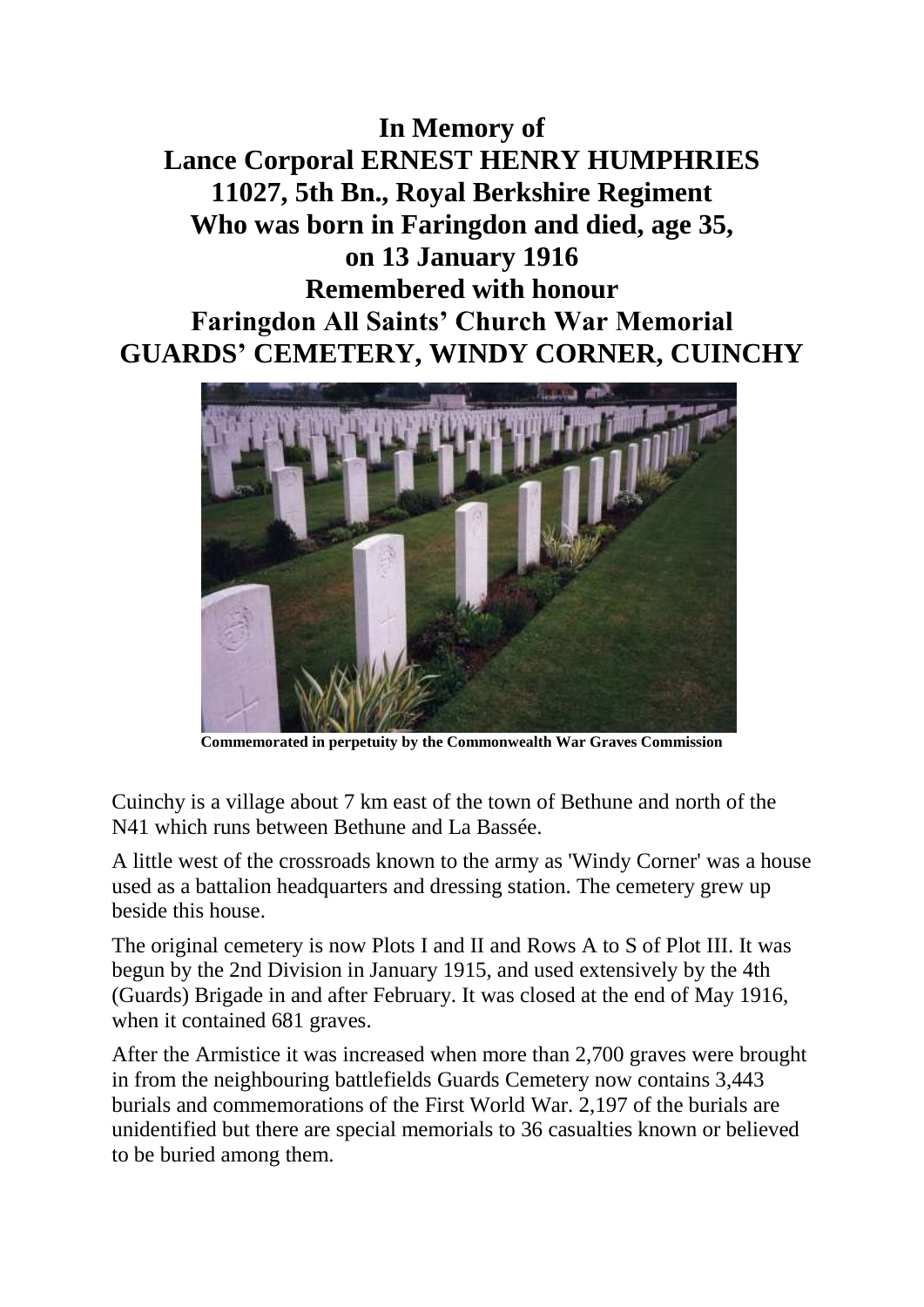# In Memory of
# Lance Corporal ERNEST HENRY HUMPHRIES
# 11027, 5th Bn., Royal Berkshire Regiment
# Who was born in Faringdon and died, age 35,
# on 13 January 1916
# Remembered with honour
# Faringdon All Saints' Church War Memorial
# GUARDS' CEMETERY, WINDY CORNER, CUINCHY

**Commemorated in perpetuity by the Commonwealth War Graves Commission**

Cuinchy is a village about 7 km east of the town of Bethune and north of the N41 which runs between Bethune and La Bassée.

A little west of the crossroads known to the army as 'Windy Corner' was a house used as a battalion headquarters and dressing station. The cemetery grew up beside this house.

The original cemetery is now Plots I and II and Rows A to S of Plot III. It was begun by the 2nd Division in January 1915, and used extensively by the 4th (Guards) Brigade in and after February. It was closed at the end of May 1916, when it contained 681 graves.

After the Armistice it was increased when more than 2,700 graves were brought in from the neighbouring battlefields Guards Cemetery now contains 3,443 burials and commemorations of the First World War. 2,197 of the burials are unidentified but there are special memorials to 36 casualties known or believed to be buried among them.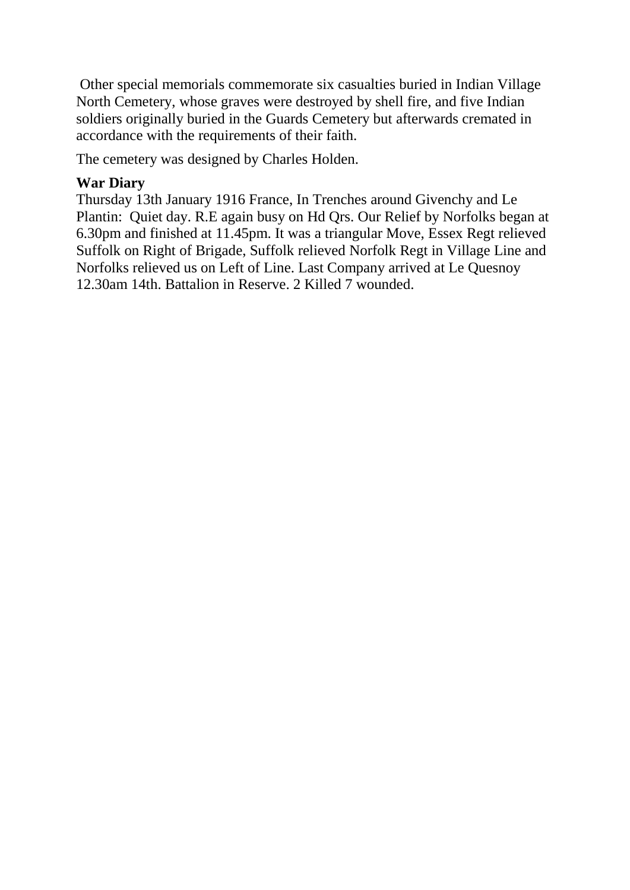Other special memorials commemorate six casualties buried in Indian Village North Cemetery, whose graves were destroyed by shell fire, and five Indian soldiers originally buried in the Guards Cemetery but afterwards cremated in accordance with the requirements of their faith.

The cemetery was designed by Charles Holden.

**War Diary**

Thursday 13th January 1916 France, In Trenches around Givenchy and Le Plantin: Quiet day. R.E again busy on Hd Qrs. Our Relief by Norfolks began at 6.30pm and finished at 11.45pm. It was a triangular Move, Essex Regt relieved Suffolk on Right of Brigade, Suffolk relieved Norfolk Regt in Village Line and Norfolks relieved us on Left of Line. Last Company arrived at Le Quesnoy 12.30am 14th. Battalion in Reserve. 2 Killed 7 wounded.